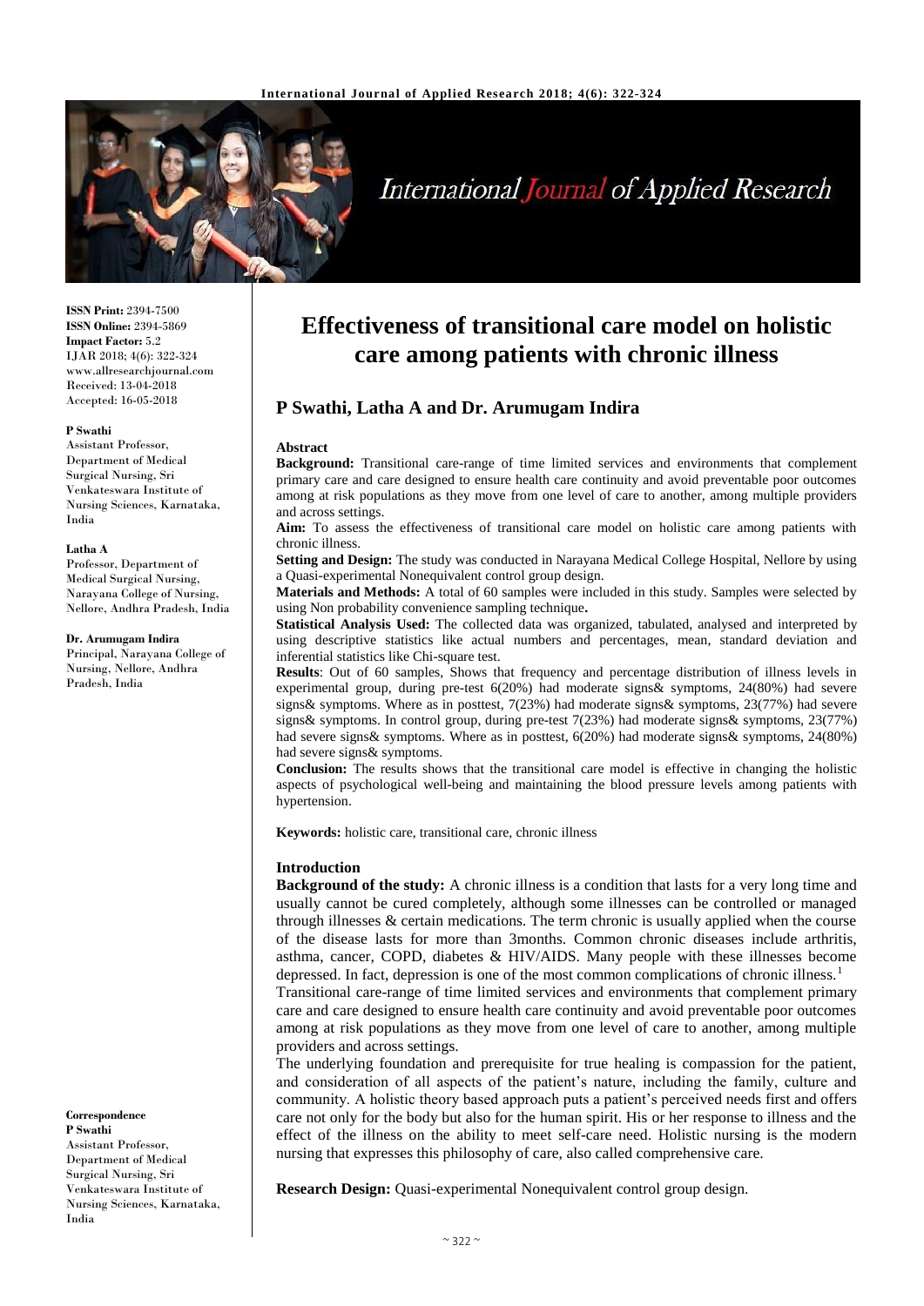# Effectiveness of transitional care model on holistic care among patients with chronic illness

**P Swathi, Latha A and Dr. Arumugam Indira**

**ISSN Print:** 2394-7500
**ISSN Online:** 2394-5869
**Impact Factor:** 5.2
IJAR 2018; 4(6): 322-324
www.allresearchjournal.com
Received: 13-04-2018
Accepted: 16-05-2018

**P Swathi**
Assistant Professor, Department of Medical Surgical Nursing, Sri Venkateswara Institute of Nursing Sciences, Karnataka, India

**Latha A**
Professor, Department of Medical Surgical Nursing, Narayana College of Nursing, Nellore, Andhra Pradesh, India

**Dr. Arumugam Indira**
Principal, Narayana College of Nursing, Nellore, Andhra Pradesh, India

**Correspondence**
**P Swathi**
Assistant Professor, Department of Medical Surgical Nursing, Sri Venkateswara Institute of Nursing Sciences, Karnataka, India

## Abstract

**Background:** Transitional care-range of time limited services and environments that complement primary care and care designed to ensure health care continuity and avoid preventable poor outcomes among at risk populations as they move from one level of care to another, among multiple providers and across settings.

**Aim:** To assess the effectiveness of transitional care model on holistic care among patients with chronic illness.

**Setting and Design:** The study was conducted in Narayana Medical College Hospital, Nellore by using a Quasi-experimental Nonequivalent control group design.

**Materials and Methods:** A total of 60 samples were included in this study. Samples were selected by using Non probability convenience sampling technique**.**

**Statistical Analysis Used:** The collected data was organized, tabulated, analysed and interpreted by using descriptive statistics like actual numbers and percentages, mean, standard deviation and inferential statistics like Chi-square test.

**Results**: Out of 60 samples, Shows that frequency and percentage distribution of illness levels in experimental group, during pre-test 6(20%) had moderate signs& symptoms, 24(80%) had severe signs& symptoms. Where as in posttest, 7(23%) had moderate signs& symptoms, 23(77%) had severe signs& symptoms. In control group, during pre-test 7(23%) had moderate signs& symptoms, 23(77%) had severe signs& symptoms. Where as in posttest, 6(20%) had moderate signs& symptoms, 24(80%) had severe signs& symptoms.

**Conclusion:** The results shows that the transitional care model is effective in changing the holistic aspects of psychological well-being and maintaining the blood pressure levels among patients with hypertension.

**Keywords:** holistic care, transitional care, chronic illness

## Introduction

**Background of the study:** A chronic illness is a condition that lasts for a very long time and usually cannot be cured completely, although some illnesses can be controlled or managed through illnesses & certain medications. The term chronic is usually applied when the course of the disease lasts for more than 3months. Common chronic diseases include arthritis, asthma, cancer, COPD, diabetes & HIV/AIDS. Many people with these illnesses become depressed. In fact, depression is one of the most common complications of chronic illness.[1]

Transitional care-range of time limited services and environments that complement primary care and care designed to ensure health care continuity and avoid preventable poor outcomes among at risk populations as they move from one level of care to another, among multiple providers and across settings.

The underlying foundation and prerequisite for true healing is compassion for the patient, and consideration of all aspects of the patient's nature, including the family, culture and community. A holistic theory based approach puts a patient's perceived needs first and offers care not only for the body but also for the human spirit. His or her response to illness and the effect of the illness on the ability to meet self-care need. Holistic nursing is the modern nursing that expresses this philosophy of care, also called comprehensive care.

**Research Design:** Quasi-experimental Nonequivalent control group design.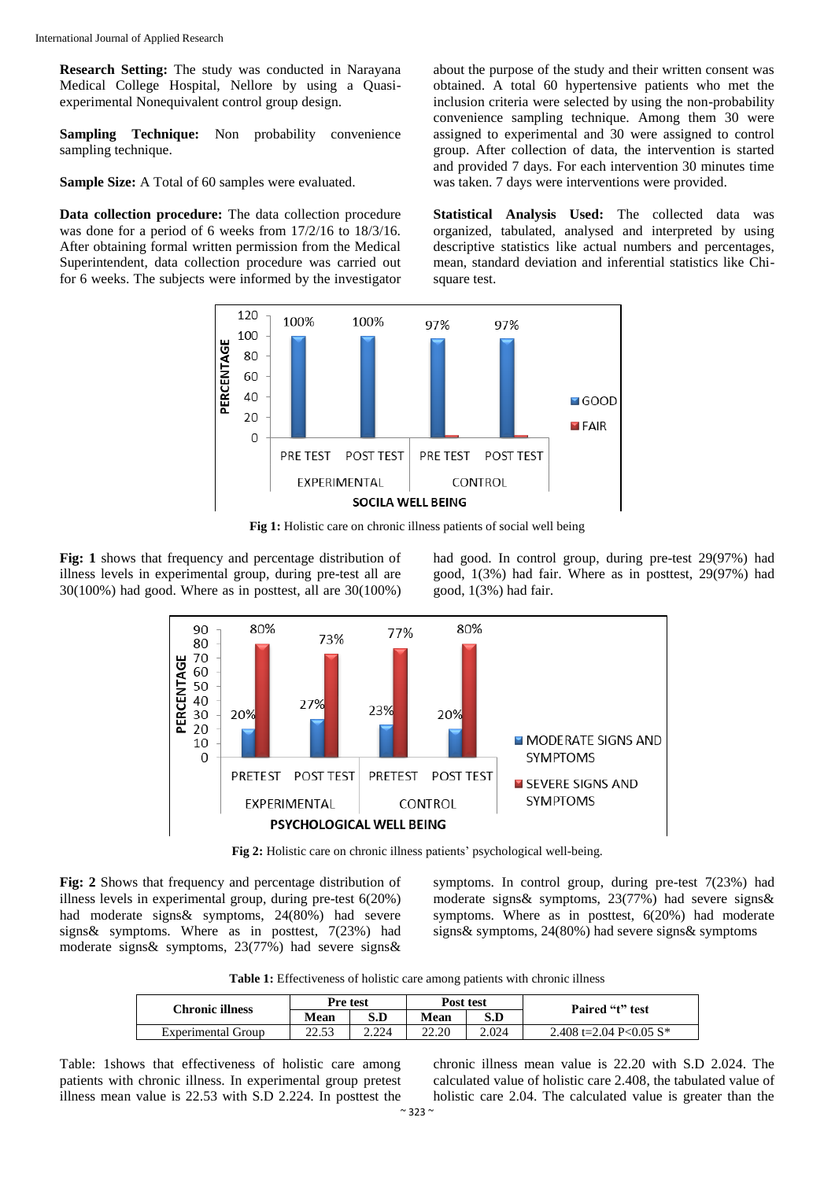**Research Setting:** The study was conducted in Narayana Medical College Hospital, Nellore by using a Quasi-experimental Nonequivalent control group design.

**Sampling Technique:** Non probability convenience sampling technique.

**Sample Size:** A Total of 60 samples were evaluated.

**Data collection procedure:** The data collection procedure was done for a period of 6 weeks from 17/2/16 to 18/3/16. After obtaining formal written permission from the Medical Superintendent, data collection procedure was carried out for 6 weeks. The subjects were informed by the investigator about the purpose of the study and their written consent was obtained. A total 60 hypertensive patients who met the inclusion criteria were selected by using the non-probability convenience sampling technique. Among them 30 were assigned to experimental and 30 were assigned to control group. After collection of data, the intervention is started and provided 7 days. For each intervention 30 minutes time was taken. 7 days were interventions were provided.

**Statistical Analysis Used:** The collected data was organized, tabulated, analysed and interpreted by using descriptive statistics like actual numbers and percentages, mean, standard deviation and inferential statistics like Chi-square test.

**Fig 1:** Holistic care on chronic illness patients of social well being

**Fig: 1** shows that frequency and percentage distribution of illness levels in experimental group, during pre-test all are 30(100%) had good. Where as in posttest, all are 30(100%) had good. In control group, during pre-test 29(97%) had good, 1(3%) had fair. Where as in posttest, 29(97%) had good, 1(3%) had fair.

**Fig 2:** Holistic care on chronic illness patients' psychological well-being.

**Fig: 2** Shows that frequency and percentage distribution of illness levels in experimental group, during pre-test 6(20%) had moderate signs& symptoms, 24(80%) had severe signs& symptoms. Where as in posttest, 7(23%) had moderate signs& symptoms, 23(77%) had severe signs& symptoms. In control group, during pre-test 7(23%) had moderate signs& symptoms, 23(77%) had severe signs& symptoms. Where as in posttest, 6(20%) had moderate signs& symptoms, 24(80%) had severe signs& symptoms

**Table 1:** Effectiveness of holistic care among patients with chronic illness

| Chronic illness | Pre test | | Post test | | Paired "t" test |
|---|---|---|---|---|---|
| | Mean | S.D | Mean | S.D | |
| Experimental Group | 22.53 | 2.224 | 22.20 | 2.024 | 2.408 t=2.04 P<0.05 S* |

Table: 1shows that effectiveness of holistic care among patients with chronic illness. In experimental group pretest illness mean value is 22.53 with S.D 2.224. In posttest the chronic illness mean value is 22.20 with S.D 2.024. The calculated value of holistic care 2.408, the tabulated value of holistic care 2.04. The calculated value is greater than the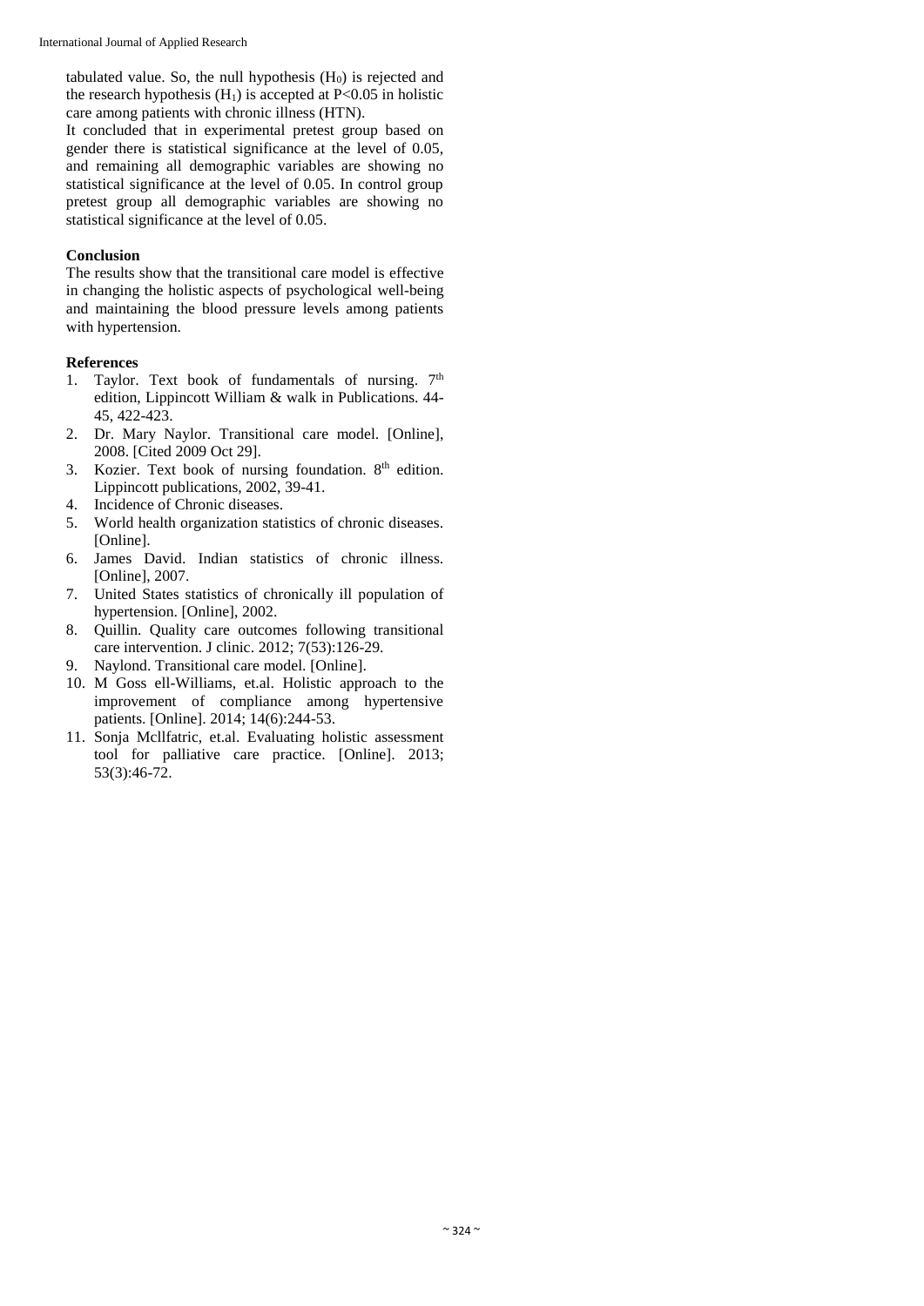tabulated value. So, the null hypothesis ($H_0$) is rejected and the research hypothesis ($H_1$) is accepted at $P<0.05$ in holistic care among patients with chronic illness (HTN).

It concluded that in experimental pretest group based on gender there is statistical significance at the level of 0.05, and remaining all demographic variables are showing no statistical significance at the level of 0.05. In control group pretest group all demographic variables are showing no statistical significance at the level of 0.05.

## Conclusion

The results show that the transitional care model is effective in changing the holistic aspects of psychological well-being and maintaining the blood pressure levels among patients with hypertension.

## References

1. Taylor. Text book of fundamentals of nursing. 7th edition, Lippincott William & walk in Publications. 44-45, 422-423.
2. Dr. Mary Naylor. Transitional care model. [Online], 2008. [Cited 2009 Oct 29].
3. Kozier. Text book of nursing foundation. 8th edition. Lippincott publications, 2002, 39-41.
4. Incidence of Chronic diseases.
5. World health organization statistics of chronic diseases. [Online].
6. James David. Indian statistics of chronic illness. [Online], 2007.
7. United States statistics of chronically ill population of hypertension. [Online], 2002.
8. Quillin. Quality care outcomes following transitional care intervention. J clinic. 2012; 7(53):126-29.
9. Naylond. Transitional care model. [Online].
10. M Goss ell-Williams, et.al. Holistic approach to the improvement of compliance among hypertensive patients. [Online]. 2014; 14(6):244-53.
11. Sonja Mcllfatric, et.al. Evaluating holistic assessment tool for palliative care practice. [Online]. 2013; 53(3):46-72.